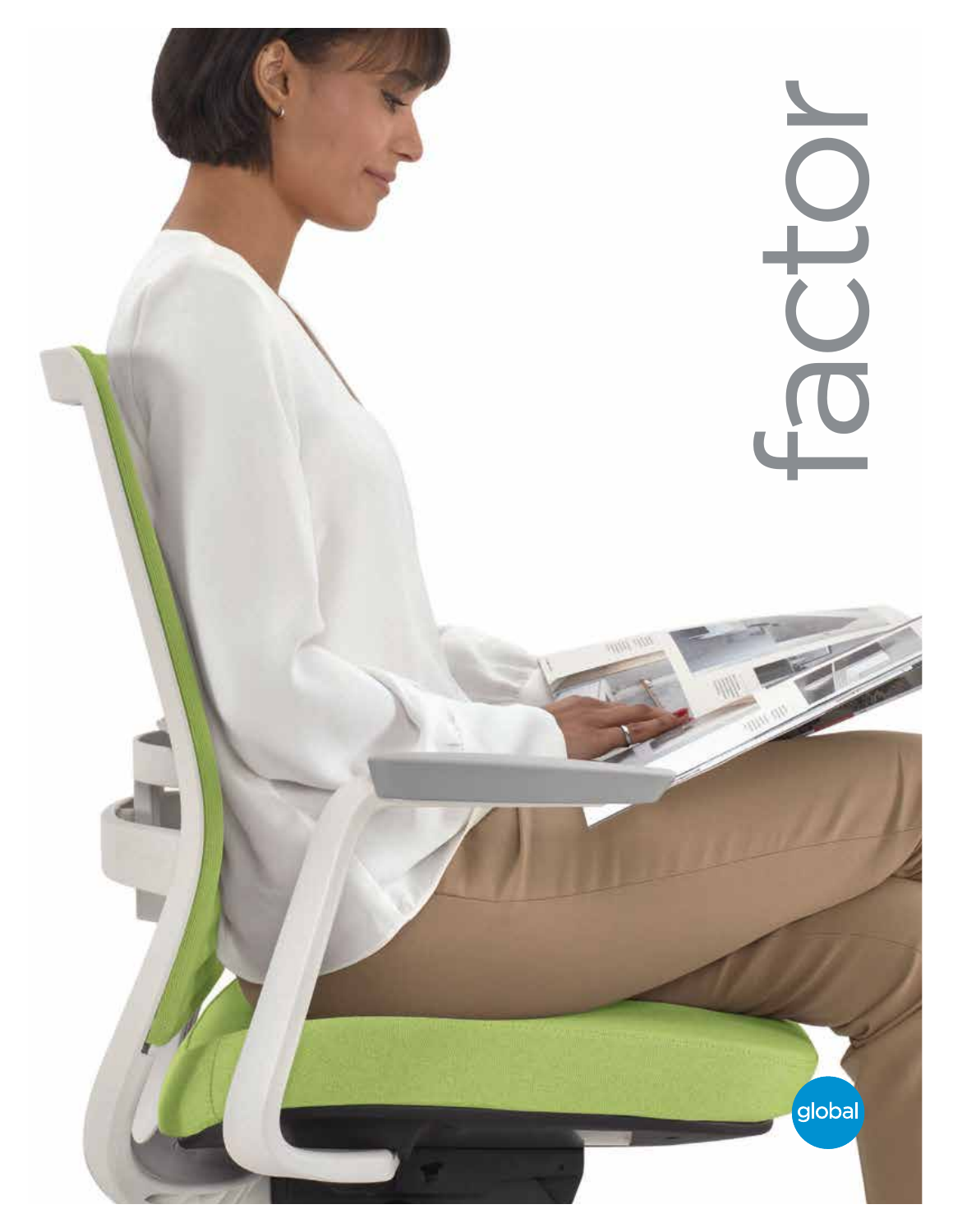# factor

global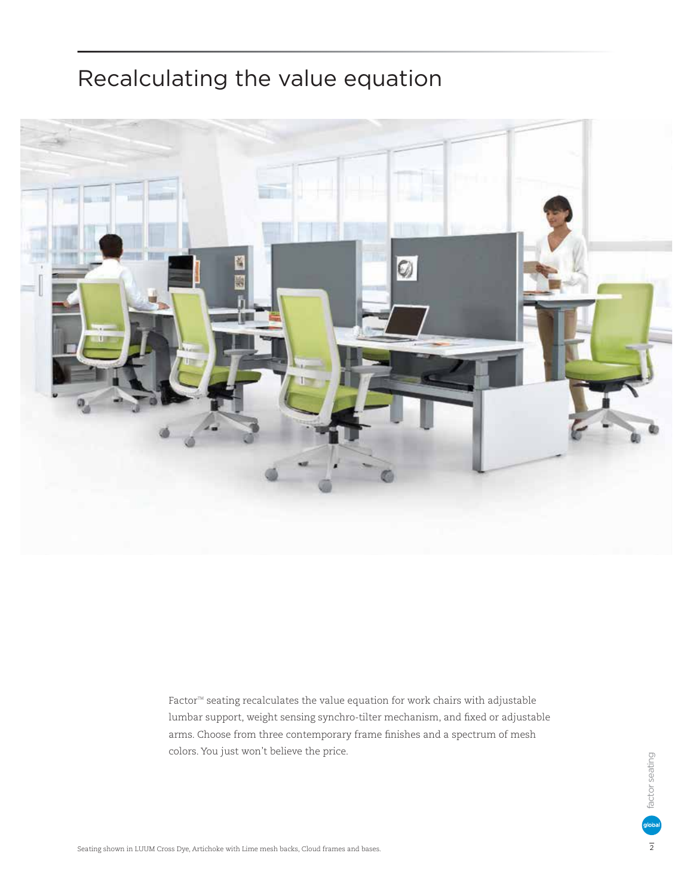# Recalculating the value equation

Factor™ seating recalculates the value equation for work chairs with adjustable lumbar support, weight sensing synchro-tilter mechanism, and fixed or adjustable arms. Choose from three contemporary frame finishes and a spectrum of mesh colors. You just won't believe the price.

Seating shown in LUUM Cross Dye, Artichoke with Lime mesh backs, Cloud frames and bases.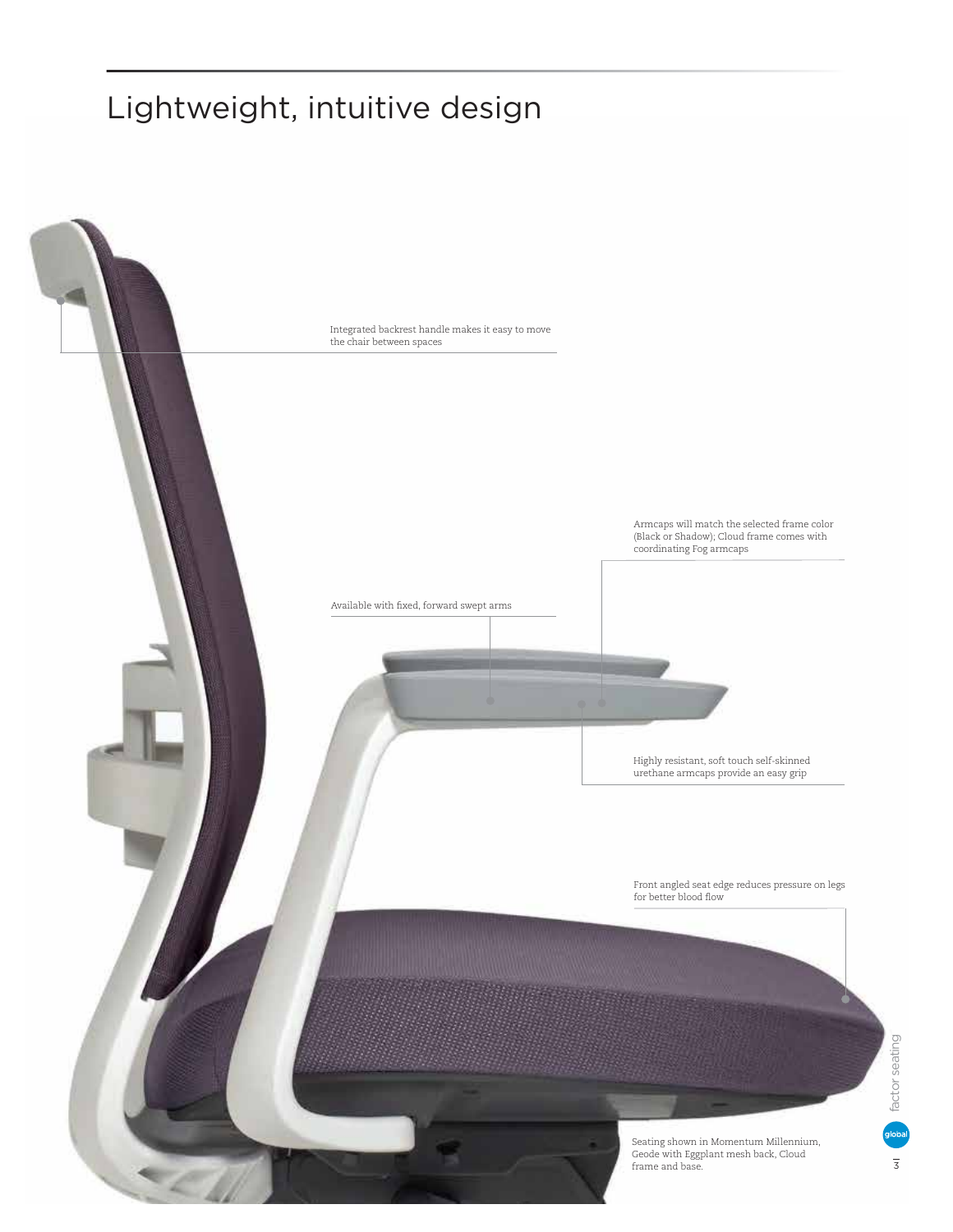# Lightweight, intuitive design

Integrated backrest handle makes it easy to move the chair between spaces

Armcaps will match the selected frame color (Black or Shadow); Cloud frame comes with coordinating Fog armcaps

Available with fixed, forward swept arms

Highly resistant, soft touch self-skinned urethane armcaps provide an easy grip

Front angled seat edge reduces pressure on legs for better blood flow

Seating shown in Momentum Millennium, Geode with Eggplant mesh back, Cloud frame and base.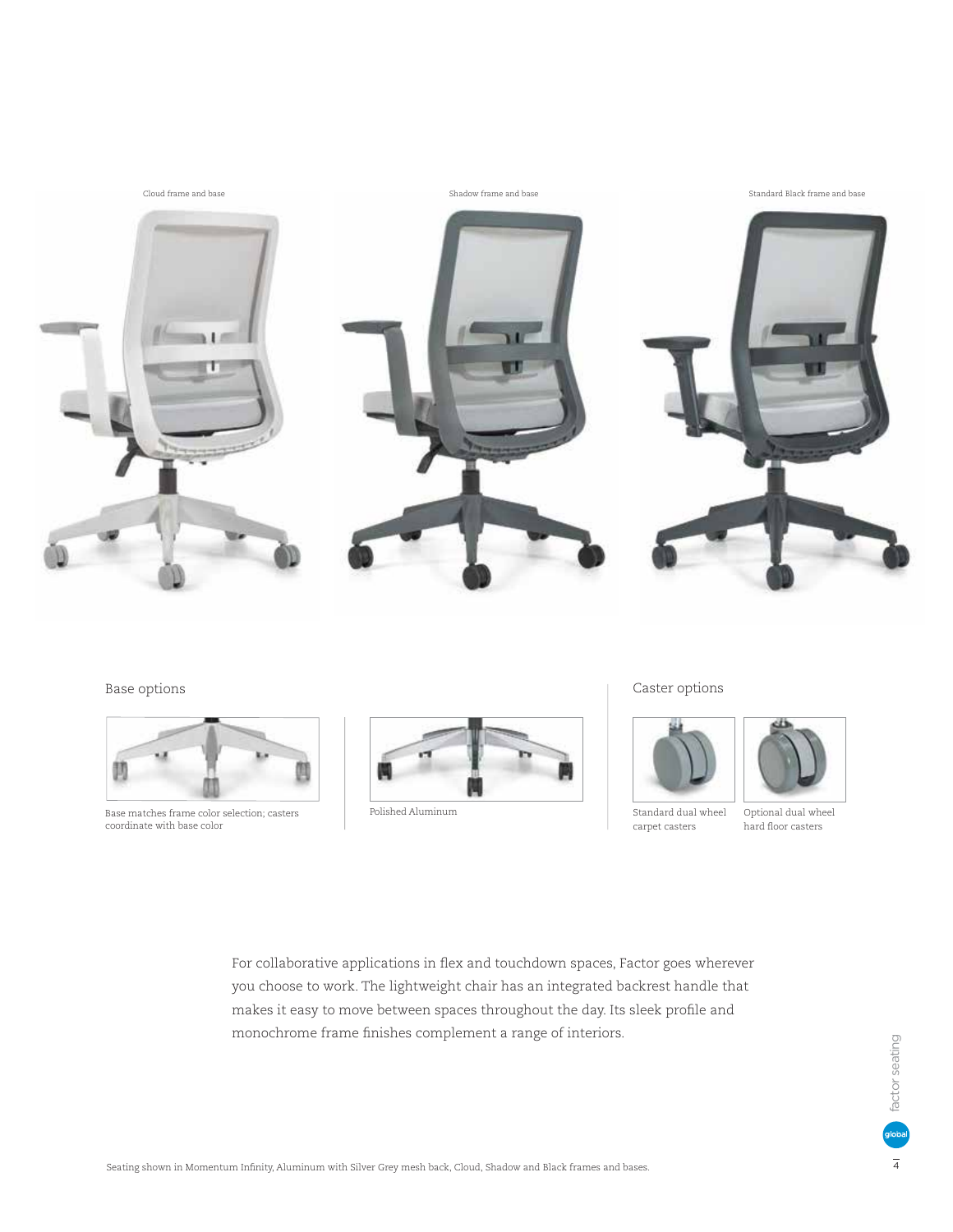Cloud frame and base

Shadow frame and base

Standard Black frame and base

## Base options

Base matches frame color selection; casters coordinate with base color

Polished Aluminum

## Caster options

Standard dual wheel carpet casters

Optional dual wheel hard floor casters

For collaborative applications in flex and touchdown spaces, Factor goes wherever you choose to work. The lightweight chair has an integrated backrest handle that makes it easy to move between spaces throughout the day. Its sleek profile and monochrome frame finishes complement a range of interiors.

Seating shown in Momentum Infinity, Aluminum with Silver Grey mesh back, Cloud, Shadow and Black frames and bases.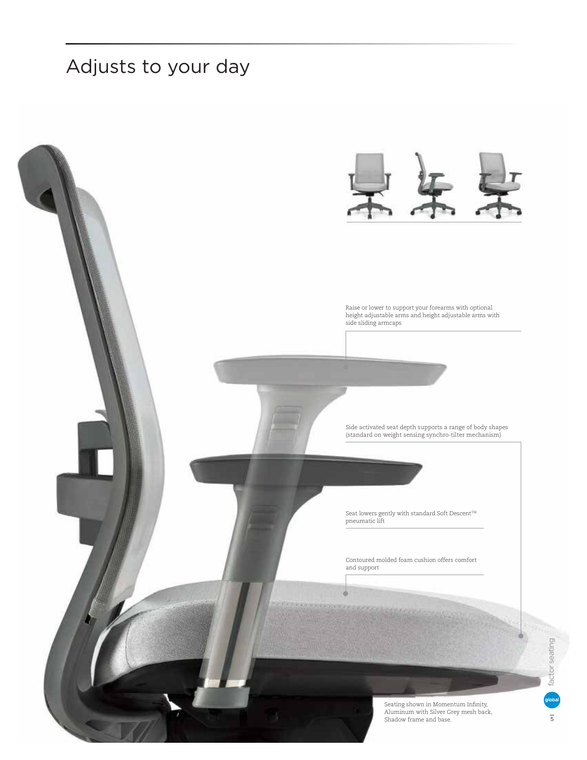# Adjusts to your day

Raise or lower to support your forearms with optional height adjustable arms and height adjustable arms with side sliding armcaps

Side activated seat depth supports a range of body shapes (standard on weight sensing synchro-tilter mechanism)

Seat lowers gently with standard Soft Descent™ pneumatic lift

Contoured molded foam cushion offers comfort and support

Seating shown in Momentum Infinity, Aluminum with Silver Grey mesh back, Shadow frame and base.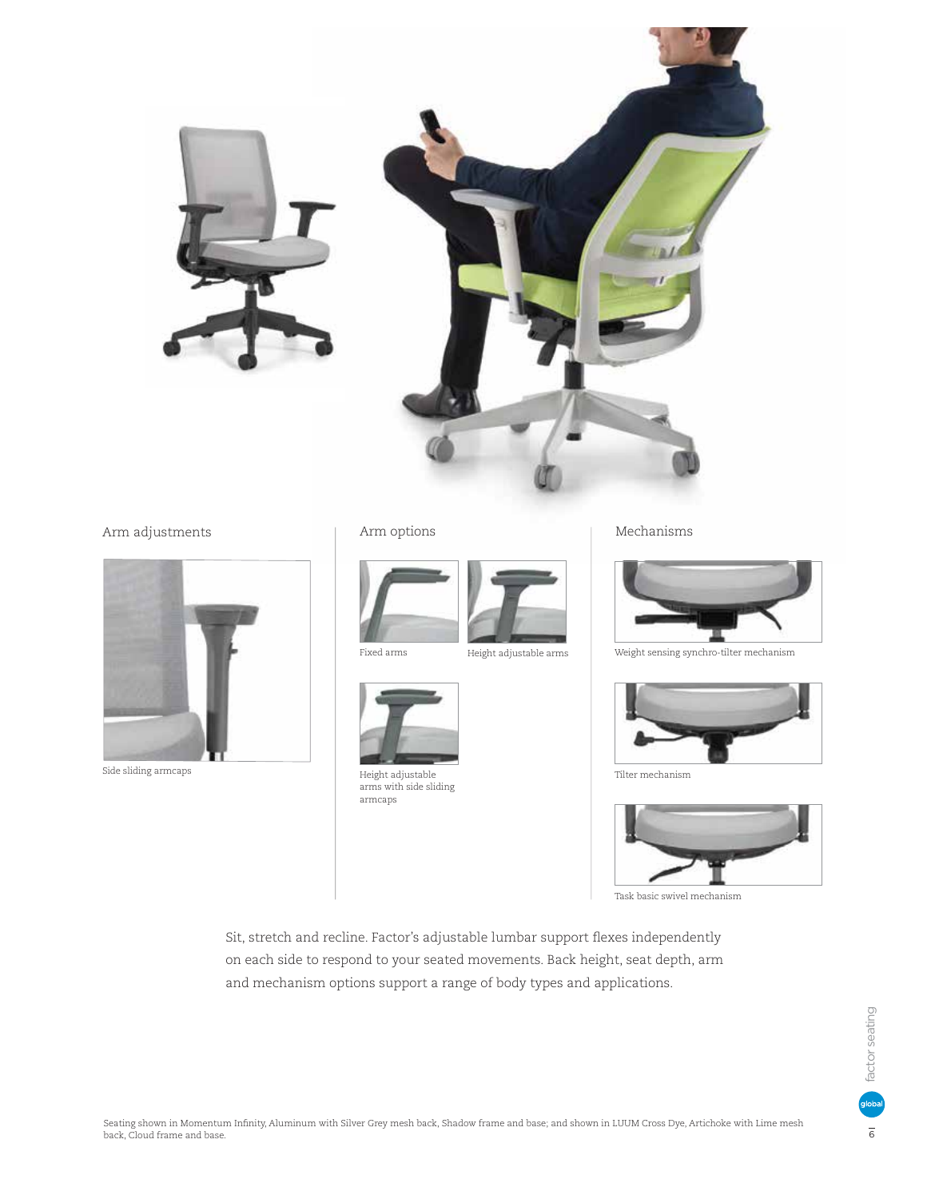## Arm adjustments

Side sliding armcaps

## Arm options

Fixed arms

Height adjustable arms

Height adjustable arms with side sliding armcaps

## Mechanisms

Weight sensing synchro-tilter mechanism

Tilter mechanism

Task basic swivel mechanism

Sit, stretch and recline. Factor's adjustable lumbar support flexes independently on each side to respond to your seated movements. Back height, seat depth, arm and mechanism options support a range of body types and applications.

Seating shown in Momentum Infinity, Aluminum with Silver Grey mesh back, Shadow frame and base; and shown in LUUM Cross Dye, Artichoke with Lime mesh back, Cloud frame and base.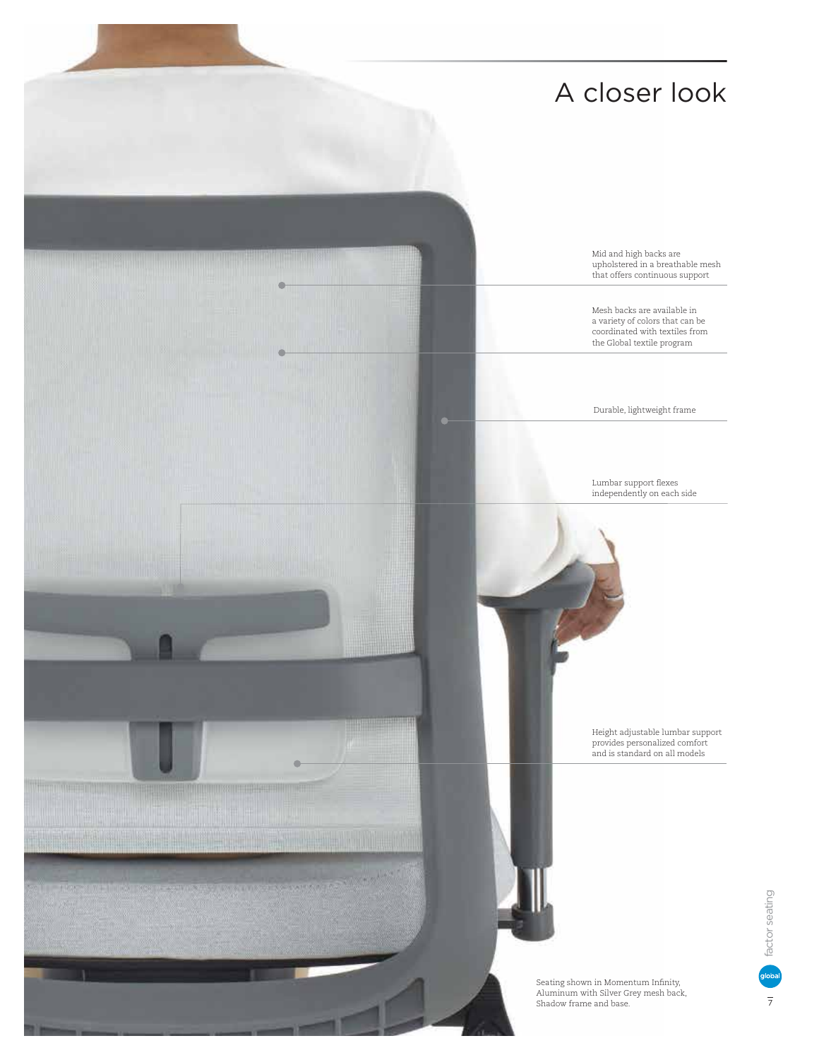# A closer look

Mid and high backs are upholstered in a breathable mesh that offers continuous support

Mesh backs are available in a variety of colors that can be coordinated with textiles from the Global textile program

Durable, lightweight frame

Lumbar support flexes independently on each side

Height adjustable lumbar support provides personalized comfort and is standard on all models

Seating shown in Momentum Infinity, Aluminum with Silver Grey mesh back, Shadow frame and base.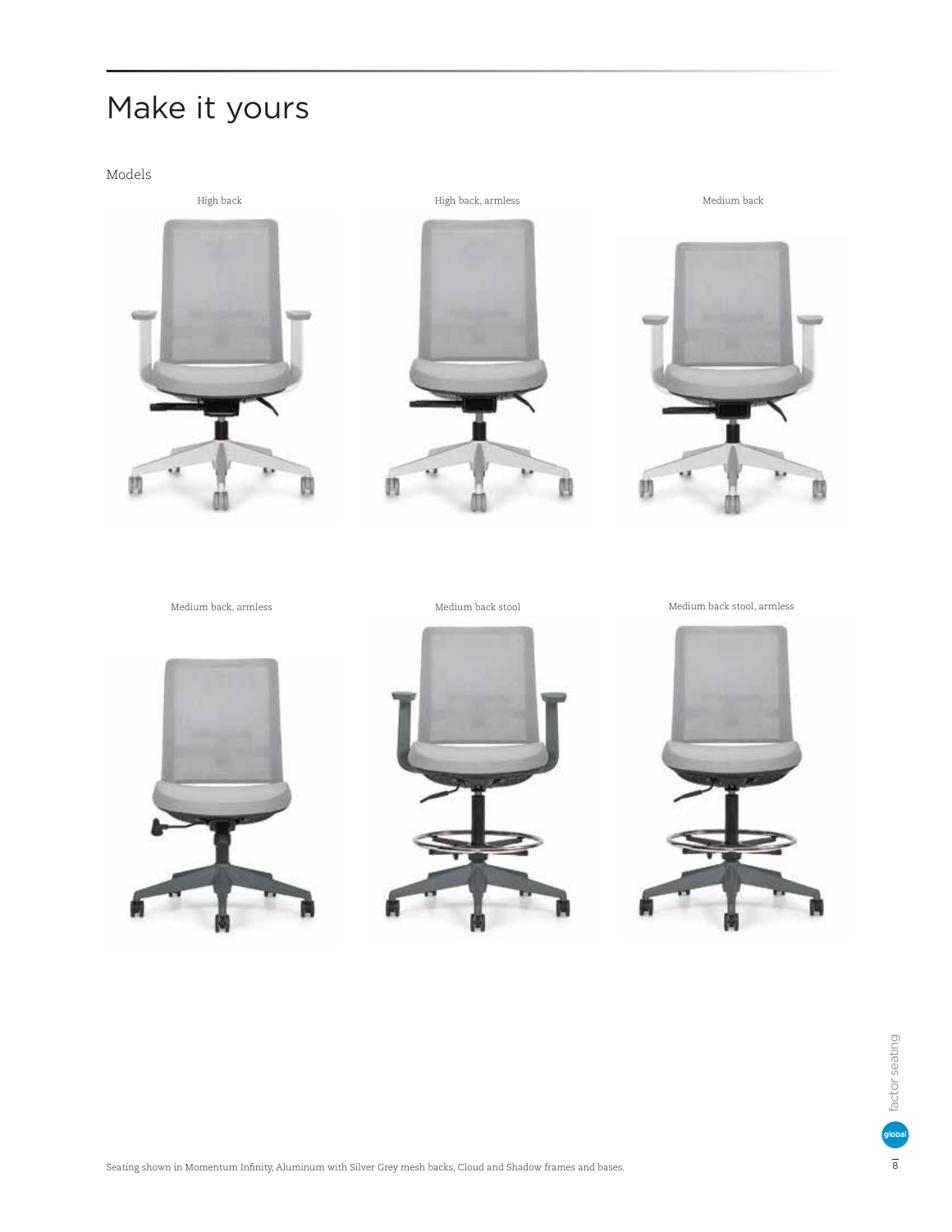# Make it yours

Models

High back

High back, armless

Medium back

Medium back, armless

Medium back stool

Medium back stool, armless

Seating shown in Momentum Infinity, Aluminum with Silver Grey mesh backs, Cloud and Shadow frames and bases.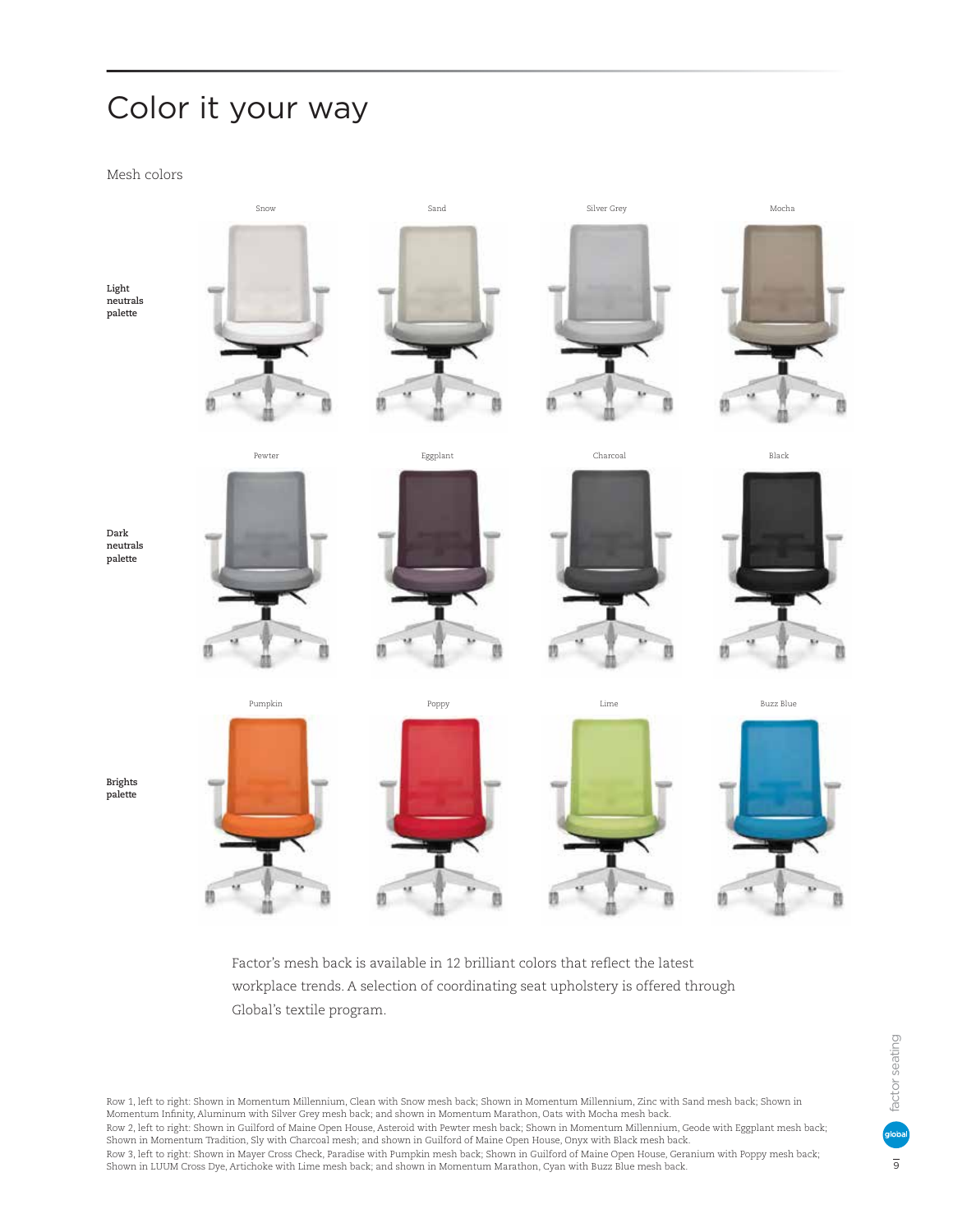# Color it your way

Mesh colors

**Light neutrals palette**

Snow | Sand | Silver Grey | Mocha

**Dark neutrals palette**

Pewter | Eggplant | Charcoal | Black

**Brights palette**

Pumpkin | Poppy | Lime | Buzz Blue

Factor's mesh back is available in 12 brilliant colors that reflect the latest workplace trends. A selection of coordinating seat upholstery is offered through Global's textile program.

Row 1, left to right: Shown in Momentum Millennium, Clean with Snow mesh back; Shown in Momentum Millennium, Zinc with Sand mesh back; Shown in Momentum Infinity, Aluminum with Silver Grey mesh back; and shown in Momentum Marathon, Oats with Mocha mesh back.
Row 2, left to right: Shown in Guilford of Maine Open House, Asteroid with Pewter mesh back; Shown in Momentum Millennium, Geode with Eggplant mesh back; Shown in Momentum Tradition, Sly with Charcoal mesh; and shown in Guilford of Maine Open House, Onyx with Black mesh back.
Row 3, left to right: Shown in Mayer Cross Check, Paradise with Pumpkin mesh back; Shown in Guilford of Maine Open House, Geranium with Poppy mesh back; Shown in LUUM Cross Dye, Artichoke with Lime mesh back; and shown in Momentum Marathon, Cyan with Buzz Blue mesh back.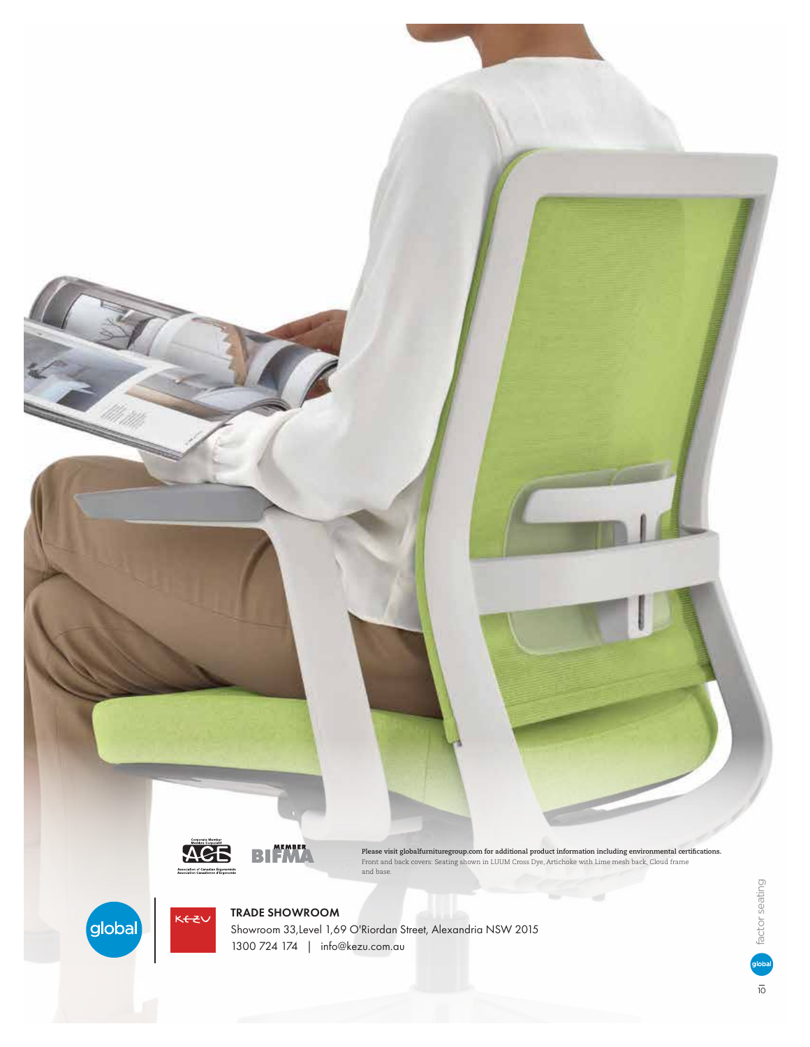**Please visit globalfurnituregroup.com for additional product information including environmental certifications.**

Front and back covers: Seating shown in LUUM Cross Dye, Artichoke with Lime mesh back, Cloud frame and base.

**TRADE SHOWROOM**

Showroom 33, Level 1, 69 O'Riordan Street, Alexandria NSW 2015

1300 724 174 | info@kezu.com.au